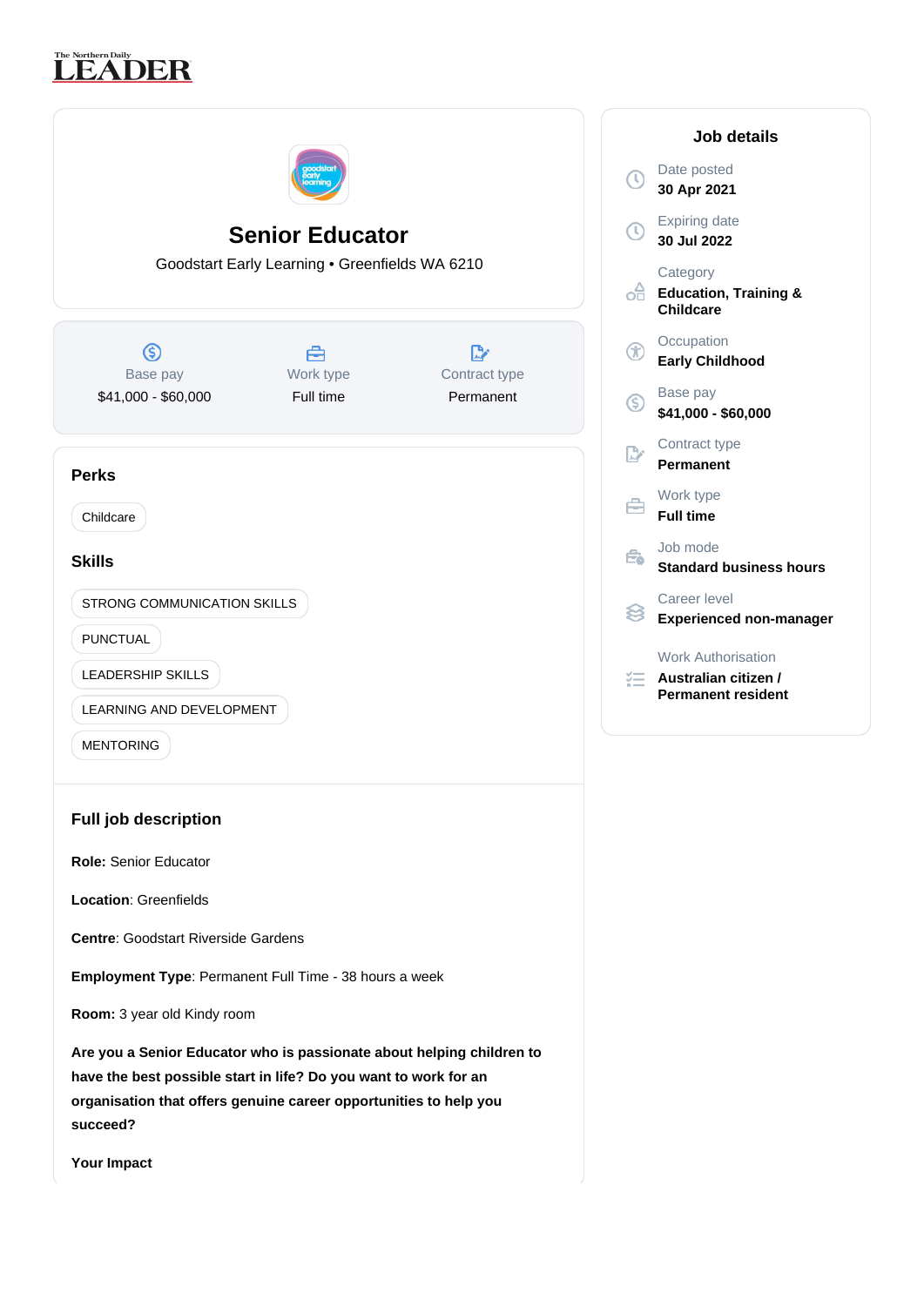The Northern Daily LEADER

# Senior Educator

Goodstart Early Learning • Greenfields WA 6210

| Base pay | Work type | Contract type |
|---|---|---|
| $41,000 - $60,000 | Full time | Permanent |

## Perks

- Childcare

## Skills

- STRONG COMMUNICATION SKILLS
- PUNCTUAL
- LEADERSHIP SKILLS
- LEARNING AND DEVELOPMENT
- MENTORING

## Full job description

**Role:** Senior Educator

**Location**: Greenfields

**Centre**: Goodstart Riverside Gardens

**Employment Type**: Permanent Full Time - 38 hours a week

**Room:** 3 year old Kindy room

**Are you a Senior Educator who is passionate about helping children to have the best possible start in life? Do you want to work for an organisation that offers genuine career opportunities to help you succeed?**

**Your Impact**

## Job details

Date posted
**30 Apr 2021**

Expiring date
**30 Jul 2022**

Category
**Education, Training & Childcare**

Occupation
**Early Childhood**

Base pay
**$41,000 - $60,000**

Contract type
**Permanent**

Work type
**Full time**

Job mode
**Standard business hours**

Career level
**Experienced non-manager**

Work Authorisation
**Australian citizen / Permanent resident**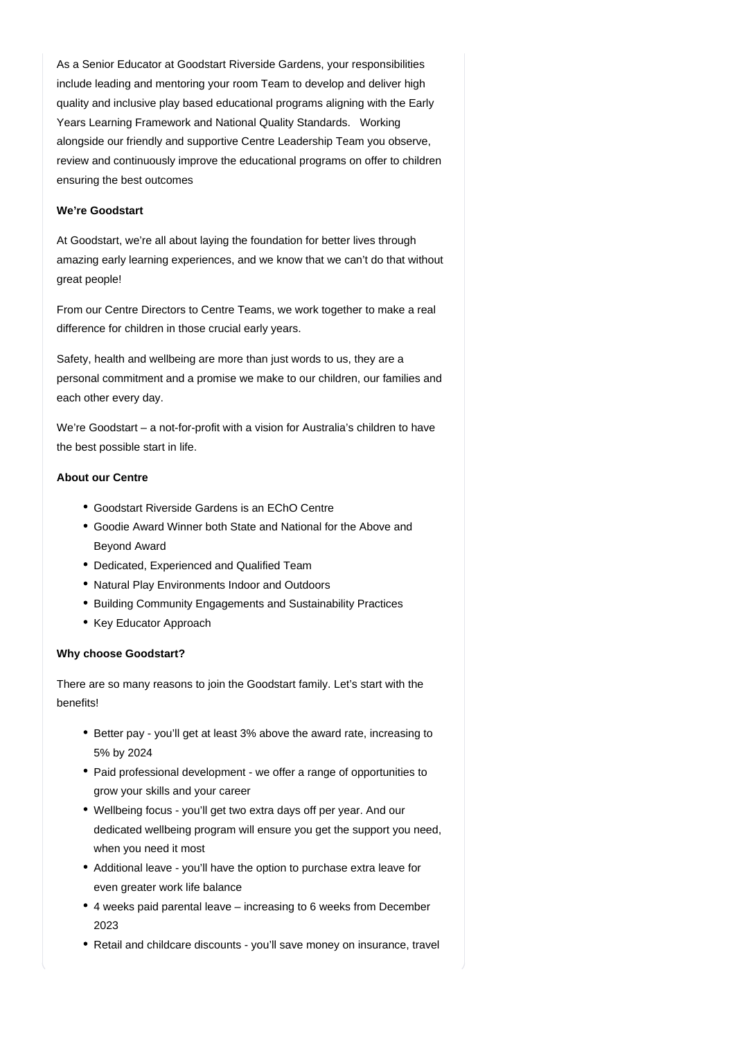As a Senior Educator at Goodstart Riverside Gardens, your responsibilities include leading and mentoring your room Team to develop and deliver high quality and inclusive play based educational programs aligning with the Early Years Learning Framework and National Quality Standards.   Working alongside our friendly and supportive Centre Leadership Team you observe, review and continuously improve the educational programs on offer to children ensuring the best outcomes

**We're Goodstart**

At Goodstart, we're all about laying the foundation for better lives through amazing early learning experiences, and we know that we can't do that without great people!

From our Centre Directors to Centre Teams, we work together to make a real difference for children in those crucial early years.

Safety, health and wellbeing are more than just words to us, they are a personal commitment and a promise we make to our children, our families and each other every day.

We're Goodstart – a not-for-profit with a vision for Australia's children to have the best possible start in life.

**About our Centre**

- Goodstart Riverside Gardens is an EChO Centre
- Goodie Award Winner both State and National for the Above and Beyond Award
- Dedicated, Experienced and Qualified Team
- Natural Play Environments Indoor and Outdoors
- Building Community Engagements and Sustainability Practices
- Key Educator Approach

**Why choose Goodstart?**

There are so many reasons to join the Goodstart family. Let's start with the benefits!

- Better pay - you'll get at least 3% above the award rate, increasing to 5% by 2024
- Paid professional development - we offer a range of opportunities to grow your skills and your career
- Wellbeing focus - you'll get two extra days off per year. And our dedicated wellbeing program will ensure you get the support you need, when you need it most
- Additional leave - you'll have the option to purchase extra leave for even greater work life balance
- 4 weeks paid parental leave – increasing to 6 weeks from December 2023
- Retail and childcare discounts - you'll save money on insurance, travel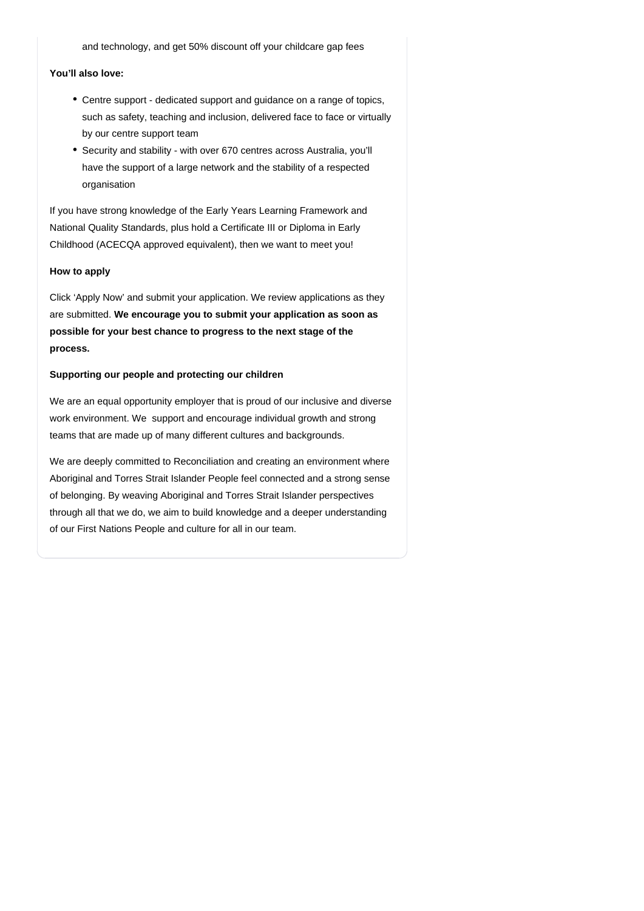and technology, and get 50% discount off your childcare gap fees

**You'll also love:**

- Centre support - dedicated support and guidance on a range of topics, such as safety, teaching and inclusion, delivered face to face or virtually by our centre support team
- Security and stability - with over 670 centres across Australia, you'll have the support of a large network and the stability of a respected organisation

If you have strong knowledge of the Early Years Learning Framework and National Quality Standards, plus hold a Certificate III or Diploma in Early Childhood (ACECQA approved equivalent), then we want to meet you!

**How to apply**

Click 'Apply Now' and submit your application. We review applications as they are submitted. **We encourage you to submit your application as soon as possible for your best chance to progress to the next stage of the process.**

**Supporting our people and protecting our children**

We are an equal opportunity employer that is proud of our inclusive and diverse work environment. We support and encourage individual growth and strong teams that are made up of many different cultures and backgrounds.

We are deeply committed to Reconciliation and creating an environment where Aboriginal and Torres Strait Islander People feel connected and a strong sense of belonging. By weaving Aboriginal and Torres Strait Islander perspectives through all that we do, we aim to build knowledge and a deeper understanding of our First Nations People and culture for all in our team.